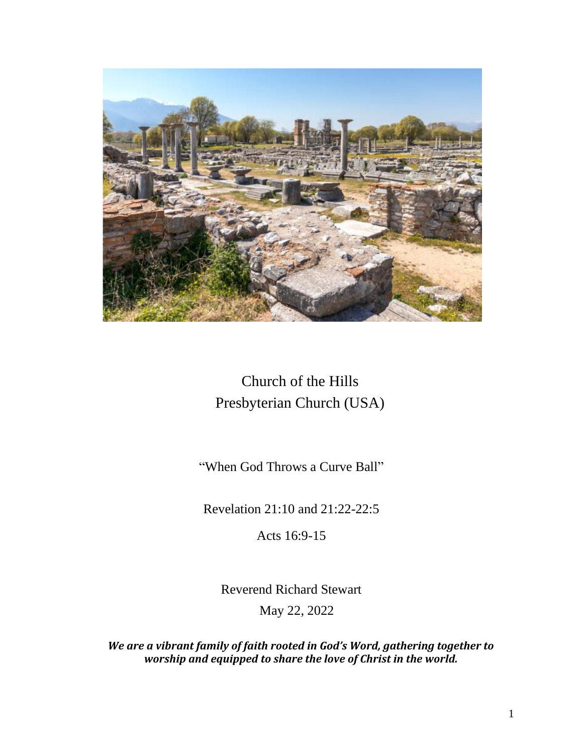Church of the Hills
Presbyterian Church (USA)

"When God Throws a Curve Ball"

Revelation 21:10 and 21:22-22:5

Acts 16:9-15

Reverend Richard Stewart

May 22, 2022

***We are a vibrant family of faith rooted in God's Word, gathering together to worship and equipped to share the love of Christ in the world.***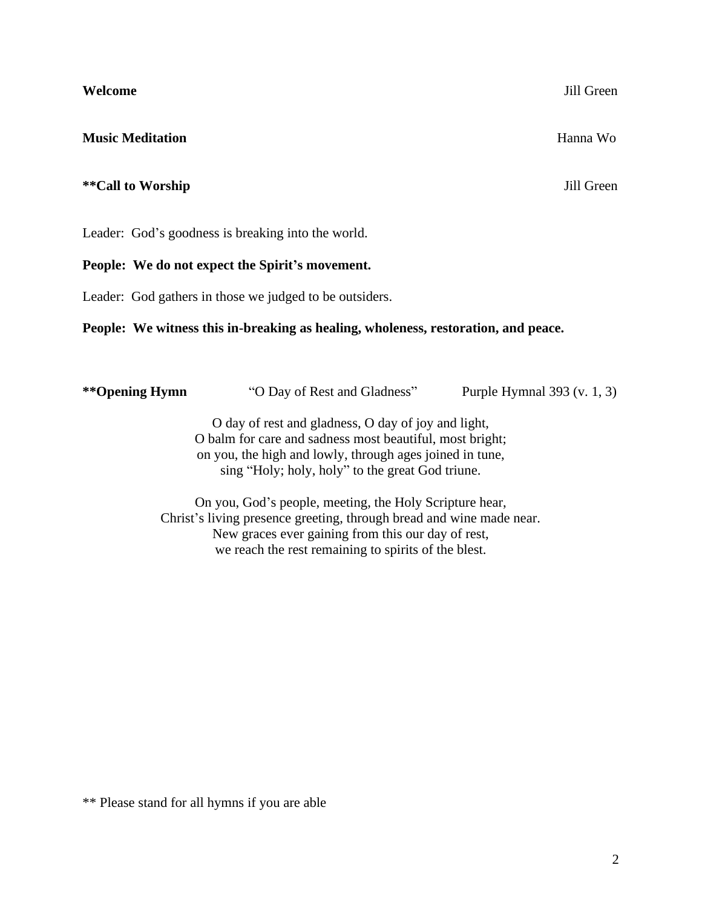**Welcome** Jill Green

**Music Meditation** Hanna Wo

****Call to Worship** Jill Green

Leader: God's goodness is breaking into the world.

**People: We do not expect the Spirit's movement.**

Leader: God gathers in those we judged to be outsiders.

**People: We witness this in-breaking as healing, wholeness, restoration, and peace.**

****Opening Hymn** "O Day of Rest and Gladness" Purple Hymnal 393 (v. 1, 3)

O day of rest and gladness, O day of joy and light,
O balm for care and sadness most beautiful, most bright;
on you, the high and lowly, through ages joined in tune,
sing "Holy; holy, holy" to the great God triune.

On you, God's people, meeting, the Holy Scripture hear,
Christ's living presence greeting, through bread and wine made near.
New graces ever gaining from this our day of rest,
we reach the rest remaining to spirits of the blest.

** Please stand for all hymns if you are able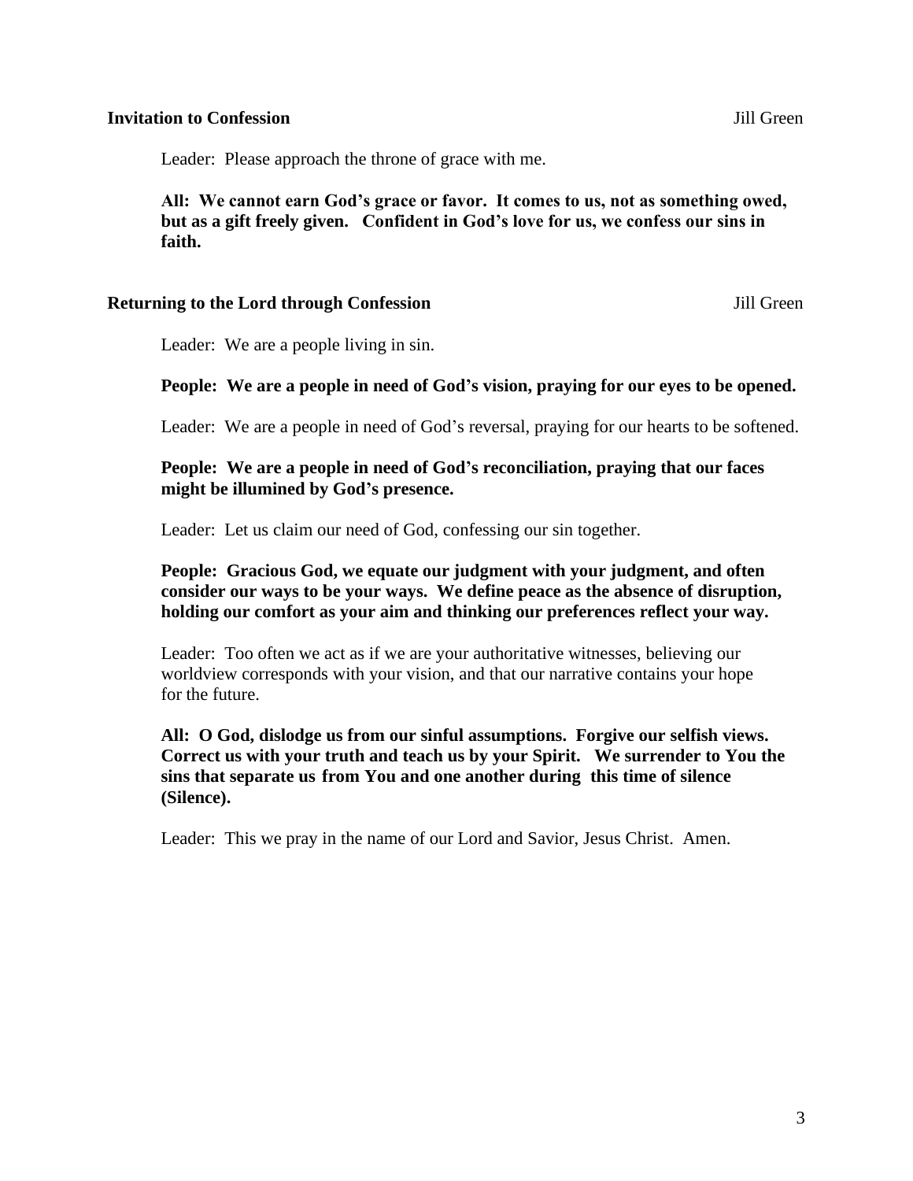**Invitation to Confession** Jill Green

Leader: Please approach the throne of grace with me.

**All: We cannot earn God's grace or favor. It comes to us, not as something owed, but as a gift freely given. Confident in God's love for us, we confess our sins in faith.**

**Returning to the Lord through Confession** Jill Green

Leader: We are a people living in sin.

**People: We are a people in need of God's vision, praying for our eyes to be opened.**

Leader: We are a people in need of God's reversal, praying for our hearts to be softened.

**People: We are a people in need of God's reconciliation, praying that our faces might be illumined by God's presence.**

Leader: Let us claim our need of God, confessing our sin together.

**People: Gracious God, we equate our judgment with your judgment, and often consider our ways to be your ways. We define peace as the absence of disruption, holding our comfort as your aim and thinking our preferences reflect your way.**

Leader: Too often we act as if we are your authoritative witnesses, believing our worldview corresponds with your vision, and that our narrative contains your hope for the future.

**All: O God, dislodge us from our sinful assumptions. Forgive our selfish views. Correct us with your truth and teach us by your Spirit. We surrender to You the sins that separate us from You and one another during this time of silence (Silence).**

Leader: This we pray in the name of our Lord and Savior, Jesus Christ. Amen.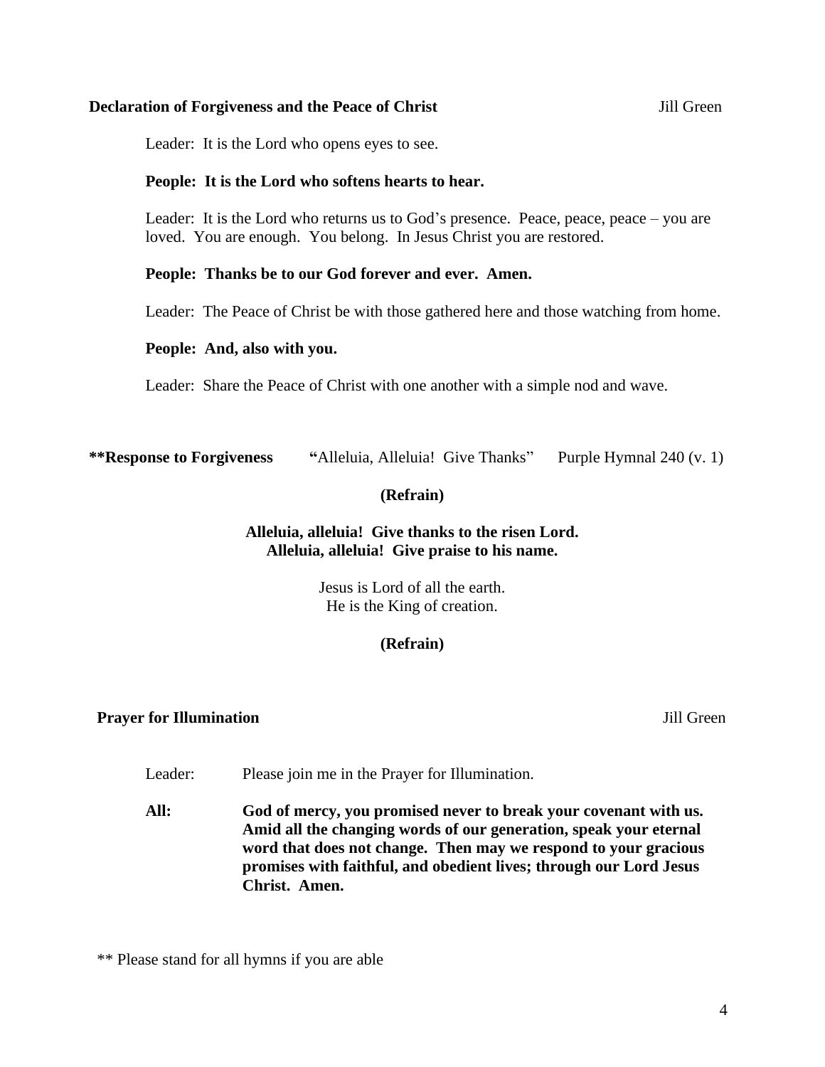**Declaration of Forgiveness and the Peace of Christ** Jill Green

Leader: It is the Lord who opens eyes to see.

**People: It is the Lord who softens hearts to hear.**

Leader: It is the Lord who returns us to God's presence. Peace, peace, peace – you are loved. You are enough. You belong. In Jesus Christ you are restored.

**People: Thanks be to our God forever and ever. Amen.**

Leader: The Peace of Christ be with those gathered here and those watching from home.

**People: And, also with you.**

Leader: Share the Peace of Christ with one another with a simple nod and wave.

**\*\*Response to Forgiveness** **"**Alleluia, Alleluia! Give Thanks" Purple Hymnal 240 (v. 1)

**(Refrain)**

**Alleluia, alleluia! Give thanks to the risen Lord.**
**Alleluia, alleluia! Give praise to his name.**

Jesus is Lord of all the earth.
He is the King of creation.

**(Refrain)**

**Prayer for Illumination** Jill Green

Leader: Please join me in the Prayer for Illumination.

**All: God of mercy, you promised never to break your covenant with us. Amid all the changing words of our generation, speak your eternal word that does not change. Then may we respond to your gracious promises with faithful, and obedient lives; through our Lord Jesus Christ. Amen.**

** Please stand for all hymns if you are able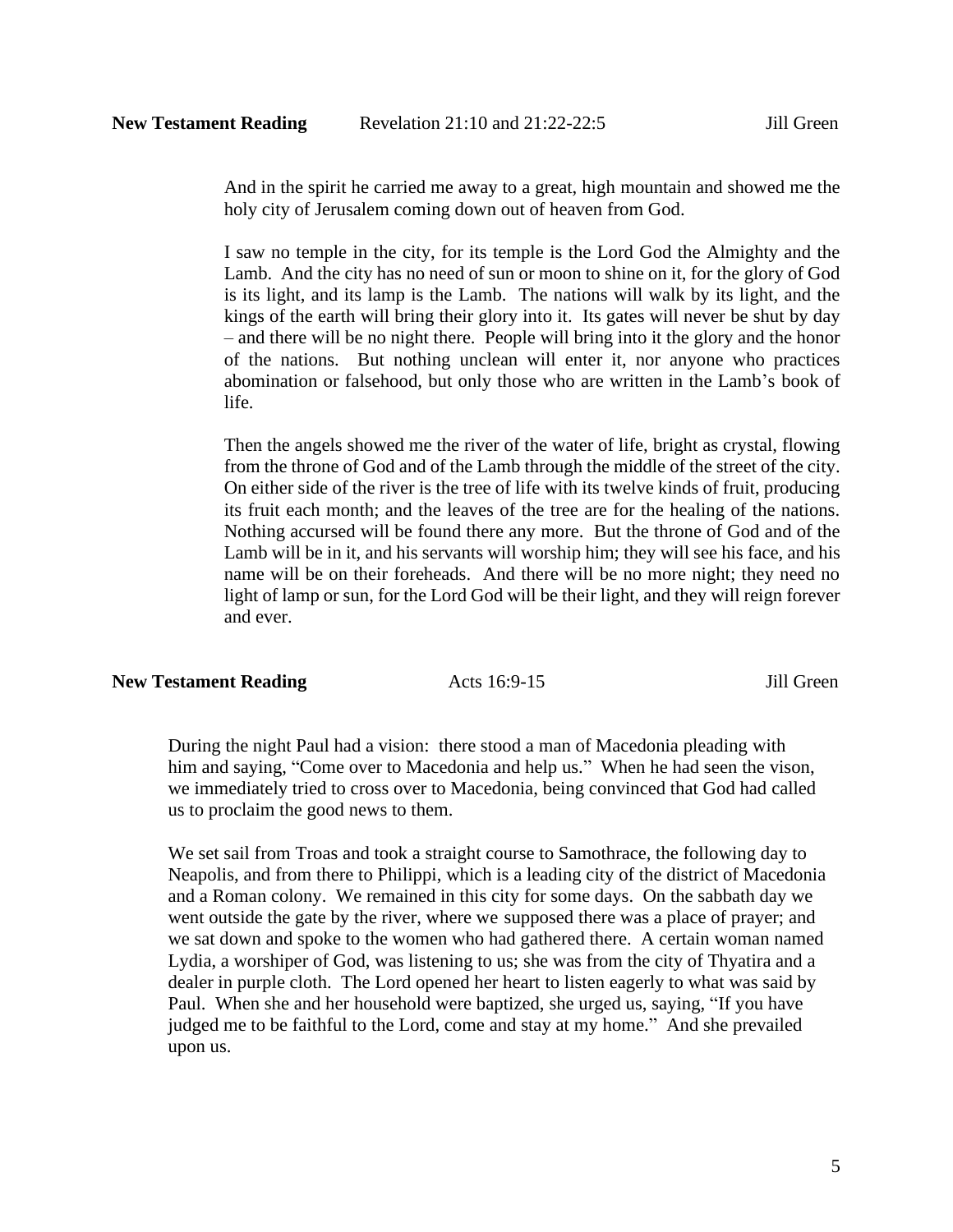**New Testament Reading** Revelation 21:10 and 21:22-22:5 Jill Green

And in the spirit he carried me away to a great, high mountain and showed me the holy city of Jerusalem coming down out of heaven from God.

I saw no temple in the city, for its temple is the Lord God the Almighty and the Lamb. And the city has no need of sun or moon to shine on it, for the glory of God is its light, and its lamp is the Lamb. The nations will walk by its light, and the kings of the earth will bring their glory into it. Its gates will never be shut by day – and there will be no night there. People will bring into it the glory and the honor of the nations. But nothing unclean will enter it, nor anyone who practices abomination or falsehood, but only those who are written in the Lamb's book of life.

Then the angels showed me the river of the water of life, bright as crystal, flowing from the throne of God and of the Lamb through the middle of the street of the city. On either side of the river is the tree of life with its twelve kinds of fruit, producing its fruit each month; and the leaves of the tree are for the healing of the nations. Nothing accursed will be found there any more. But the throne of God and of the Lamb will be in it, and his servants will worship him; they will see his face, and his name will be on their foreheads. And there will be no more night; they need no light of lamp or sun, for the Lord God will be their light, and they will reign forever and ever.

**New Testament Reading** Acts 16:9-15 Jill Green

During the night Paul had a vision: there stood a man of Macedonia pleading with him and saying, "Come over to Macedonia and help us." When he had seen the vison, we immediately tried to cross over to Macedonia, being convinced that God had called us to proclaim the good news to them.

We set sail from Troas and took a straight course to Samothrace, the following day to Neapolis, and from there to Philippi, which is a leading city of the district of Macedonia and a Roman colony. We remained in this city for some days. On the sabbath day we went outside the gate by the river, where we supposed there was a place of prayer; and we sat down and spoke to the women who had gathered there. A certain woman named Lydia, a worshiper of God, was listening to us; she was from the city of Thyatira and a dealer in purple cloth. The Lord opened her heart to listen eagerly to what was said by Paul. When she and her household were baptized, she urged us, saying, "If you have judged me to be faithful to the Lord, come and stay at my home." And she prevailed upon us.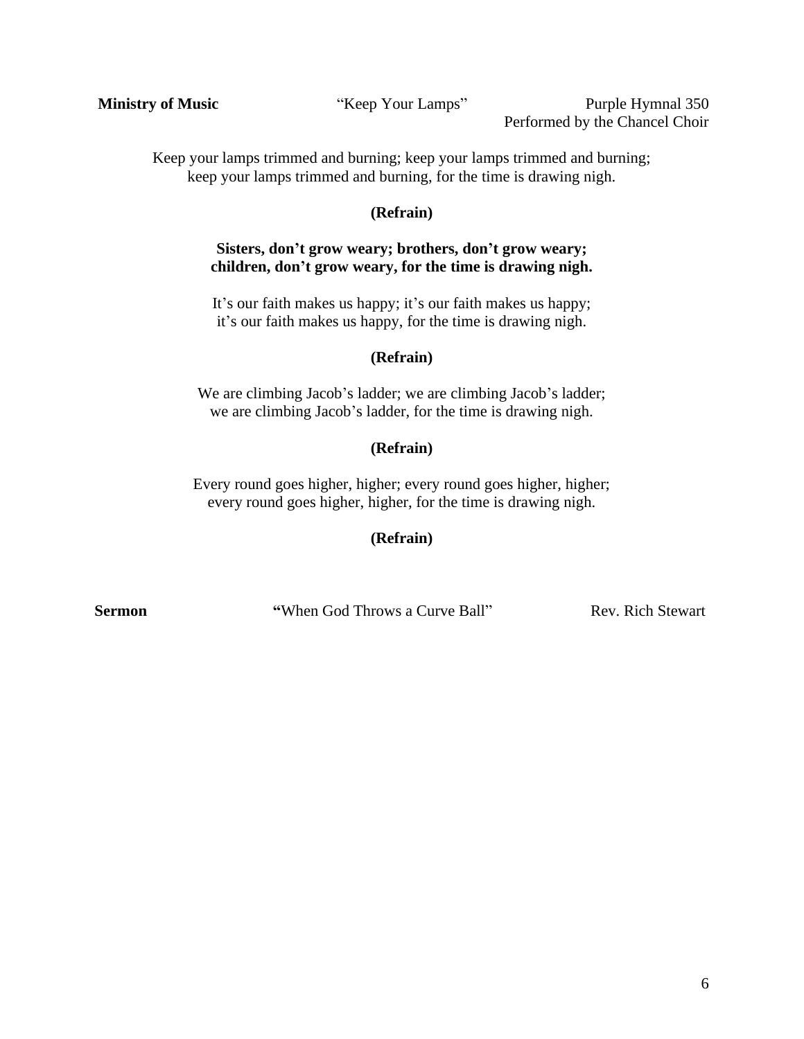**Ministry of Music** "Keep Your Lamps" Purple Hymnal 350
Performed by the Chancel Choir

Keep your lamps trimmed and burning; keep your lamps trimmed and burning;
keep your lamps trimmed and burning, for the time is drawing nigh.

**(Refrain)**

**Sisters, don't grow weary; brothers, don't grow weary;**
**children, don't grow weary, for the time is drawing nigh.**

It's our faith makes us happy; it's our faith makes us happy;
it's our faith makes us happy, for the time is drawing nigh.

**(Refrain)**

We are climbing Jacob's ladder; we are climbing Jacob's ladder;
we are climbing Jacob's ladder, for the time is drawing nigh.

**(Refrain)**

Every round goes higher, higher; every round goes higher, higher;
every round goes higher, higher, for the time is drawing nigh.

**(Refrain)**

**Sermon** "When God Throws a Curve Ball" Rev. Rich Stewart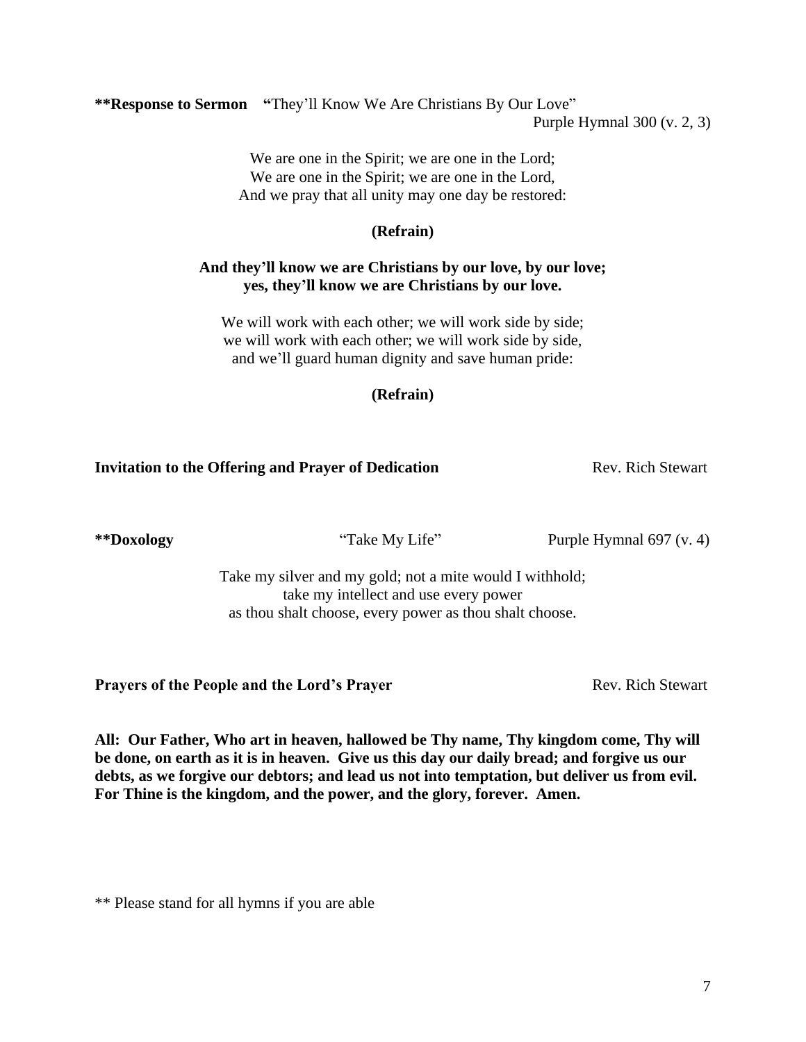**Response to Sermon** "They'll Know We Are Christians By Our Love"
Purple Hymnal 300 (v. 2, 3)

We are one in the Spirit; we are one in the Lord;
We are one in the Spirit; we are one in the Lord,
And we pray that all unity may one day be restored:

**(Refrain)**

**And they'll know we are Christians by our love, by our love;**
**yes, they'll know we are Christians by our love.**

We will work with each other; we will work side by side;
we will work with each other; we will work side by side,
and we'll guard human dignity and save human pride:

**(Refrain)**

**Invitation to the Offering and Prayer of Dedication** Rev. Rich Stewart

**Doxology** "Take My Life" Purple Hymnal 697 (v. 4)

Take my silver and my gold; not a mite would I withhold;
take my intellect and use every power
as thou shalt choose, every power as thou shalt choose.

**Prayers of the People and the Lord's Prayer** Rev. Rich Stewart

**All: Our Father, Who art in heaven, hallowed be Thy name, Thy kingdom come, Thy will be done, on earth as it is in heaven. Give us this day our daily bread; and forgive us our debts, as we forgive our debtors; and lead us not into temptation, but deliver us from evil. For Thine is the kingdom, and the power, and the glory, forever. Amen.**

** Please stand for all hymns if you are able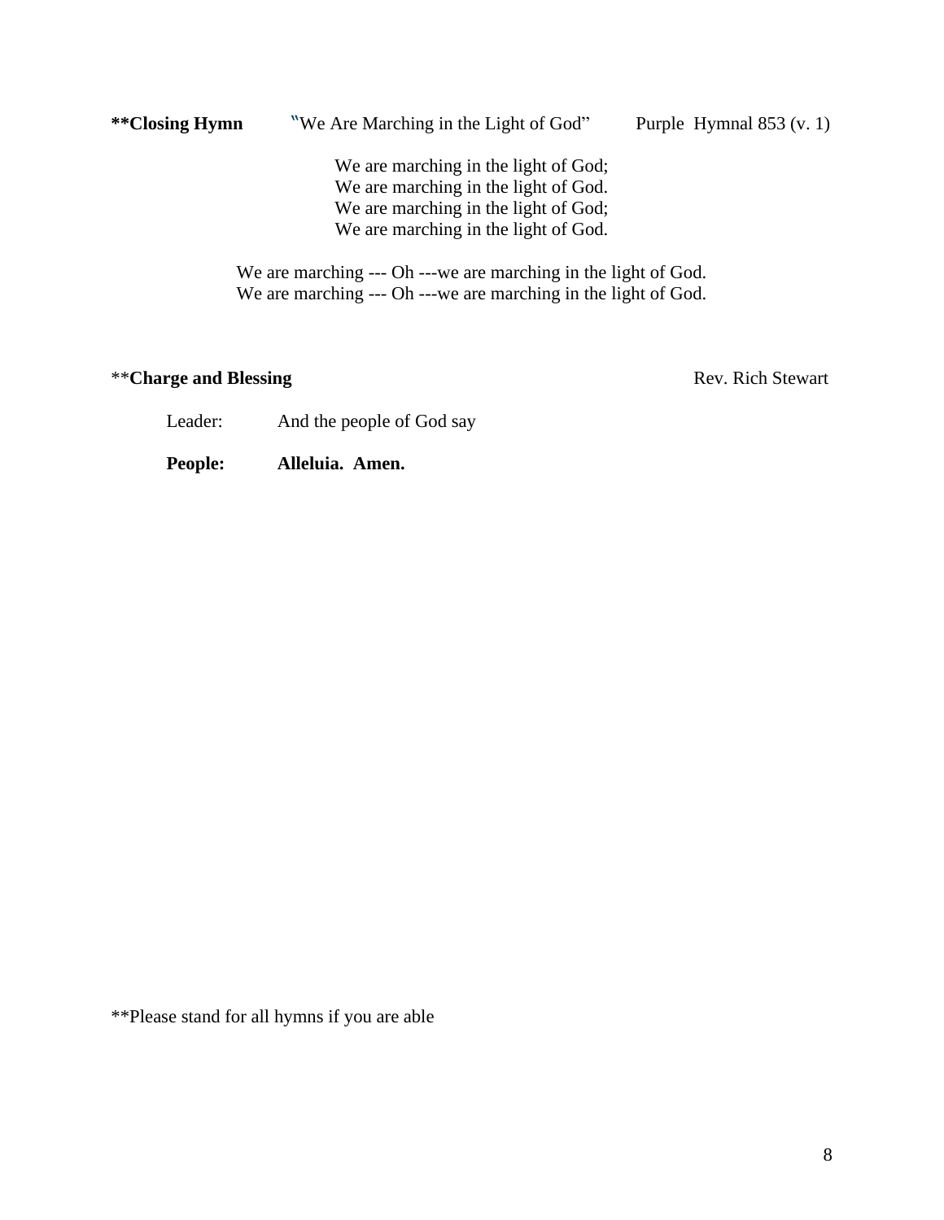**\*\*Closing Hymn** "We Are Marching in the Light of God" Purple Hymnal 853 (v. 1)

We are marching in the light of God;  
We are marching in the light of God.  
We are marching in the light of God;  
We are marching in the light of God.

We are marching --- Oh ---we are marching in the light of God.  
We are marching --- Oh ---we are marching in the light of God.

\*\***Charge and Blessing** Rev. Rich Stewart

Leader: And the people of God say

**People: Alleluia. Amen.**

\*\*Please stand for all hymns if you are able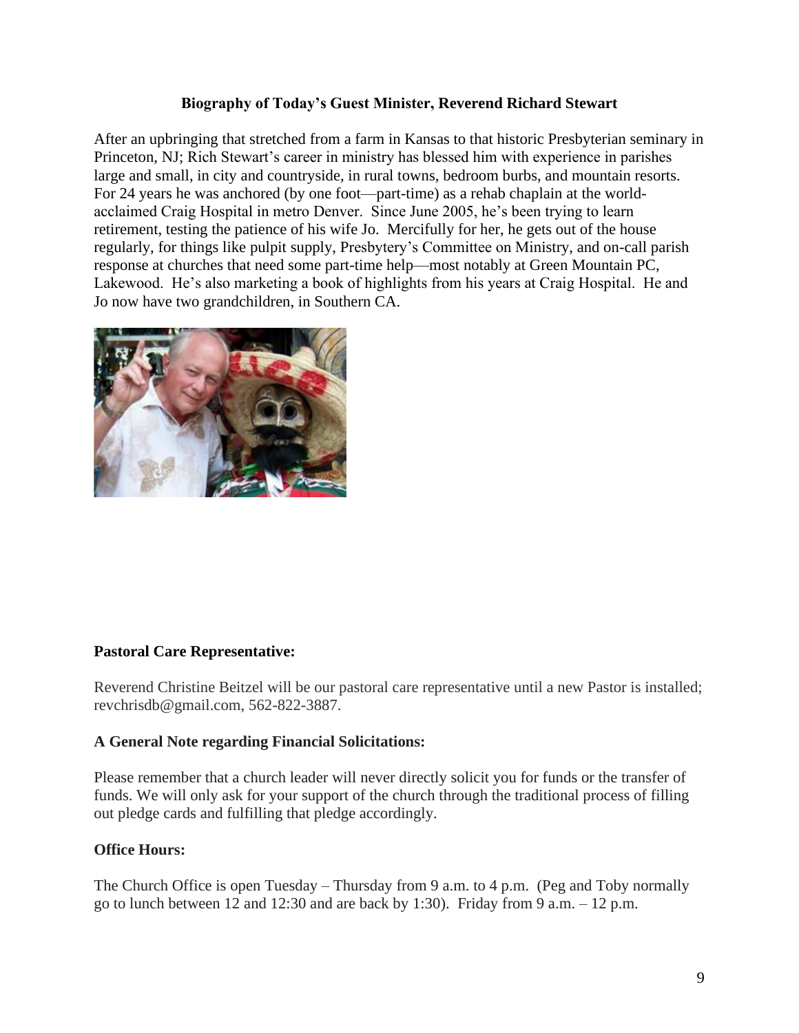**Biography of Today's Guest Minister, Reverend Richard Stewart**

After an upbringing that stretched from a farm in Kansas to that historic Presbyterian seminary in Princeton, NJ; Rich Stewart's career in ministry has blessed him with experience in parishes large and small, in city and countryside, in rural towns, bedroom burbs, and mountain resorts. For 24 years he was anchored (by one foot—part-time) as a rehab chaplain at the world-acclaimed Craig Hospital in metro Denver. Since June 2005, he's been trying to learn retirement, testing the patience of his wife Jo. Mercifully for her, he gets out of the house regularly, for things like pulpit supply, Presbytery's Committee on Ministry, and on-call parish response at churches that need some part-time help—most notably at Green Mountain PC, Lakewood. He's also marketing a book of highlights from his years at Craig Hospital. He and Jo now have two grandchildren, in Southern CA.

**Pastoral Care Representative:**

Reverend Christine Beitzel will be our pastoral care representative until a new Pastor is installed; revchrisdb@gmail.com, 562-822-3887.

**A General Note regarding Financial Solicitations:**

Please remember that a church leader will never directly solicit you for funds or the transfer of funds. We will only ask for your support of the church through the traditional process of filling out pledge cards and fulfilling that pledge accordingly.

**Office Hours:**

The Church Office is open Tuesday – Thursday from 9 a.m. to 4 p.m. (Peg and Toby normally go to lunch between 12 and 12:30 and are back by 1:30). Friday from 9 a.m. – 12 p.m.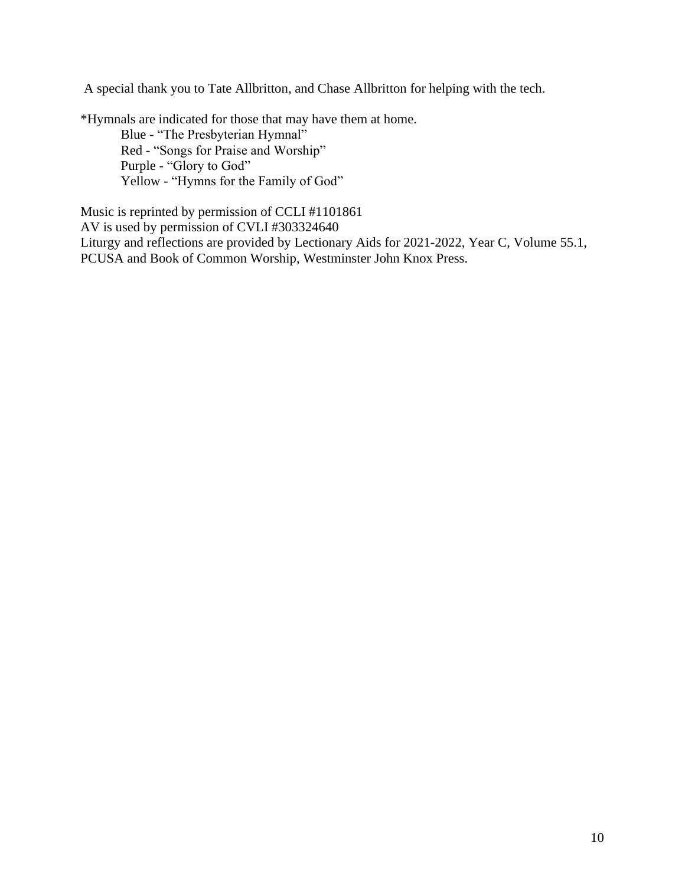A special thank you to Tate Allbritton, and Chase Allbritton for helping with the tech.

*Hymnals are indicated for those that may have them at home.

- Blue - “The Presbyterian Hymnal”
- Red - “Songs for Praise and Worship”
- Purple - “Glory to God”
- Yellow - “Hymns for the Family of God”

Music is reprinted by permission of CCLI #1101861
AV is used by permission of CVLI #303324640
Liturgy and reflections are provided by Lectionary Aids for 2021-2022, Year C, Volume 55.1, PCUSA and Book of Common Worship, Westminster John Knox Press.